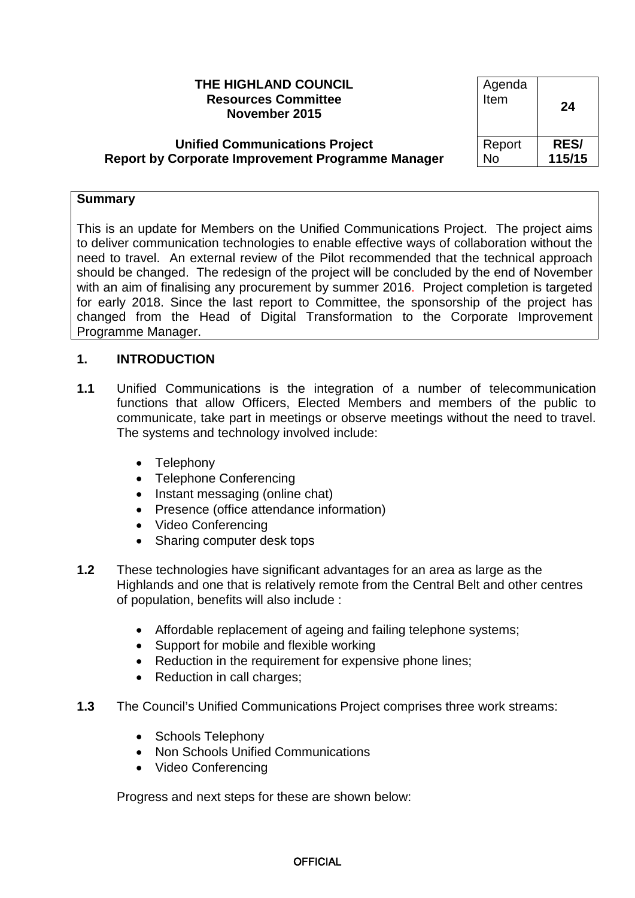**THE HIGHLAND COUNCIL**
**Resources Committee**
**November 2015**

| Agenda Item | **24** |
|---|---|
| Report No | **RES/ 115/15** |

**Unified Communications Project**
**Report by Corporate Improvement Programme Manager**

**Summary**

This is an update for Members on the Unified Communications Project. The project aims to deliver communication technologies to enable effective ways of collaboration without the need to travel. An external review of the Pilot recommended that the technical approach should be changed. The redesign of the project will be concluded by the end of November with an aim of finalising any procurement by summer 2016. Project completion is targeted for early 2018. Since the last report to Committee, the sponsorship of the project has changed from the Head of Digital Transformation to the Corporate Improvement Programme Manager.

## 1. INTRODUCTION

**1.1** Unified Communications is the integration of a number of telecommunication functions that allow Officers, Elected Members and members of the public to communicate, take part in meetings or observe meetings without the need to travel. The systems and technology involved include:

- Telephony
- Telephone Conferencing
- Instant messaging (online chat)
- Presence (office attendance information)
- Video Conferencing
- Sharing computer desk tops

**1.2** These technologies have significant advantages for an area as large as the Highlands and one that is relatively remote from the Central Belt and other centres of population, benefits will also include :

- Affordable replacement of ageing and failing telephone systems;
- Support for mobile and flexible working
- Reduction in the requirement for expensive phone lines;
- Reduction in call charges;

**1.3** The Council's Unified Communications Project comprises three work streams:

- Schools Telephony
- Non Schools Unified Communications
- Video Conferencing

Progress and next steps for these are shown below: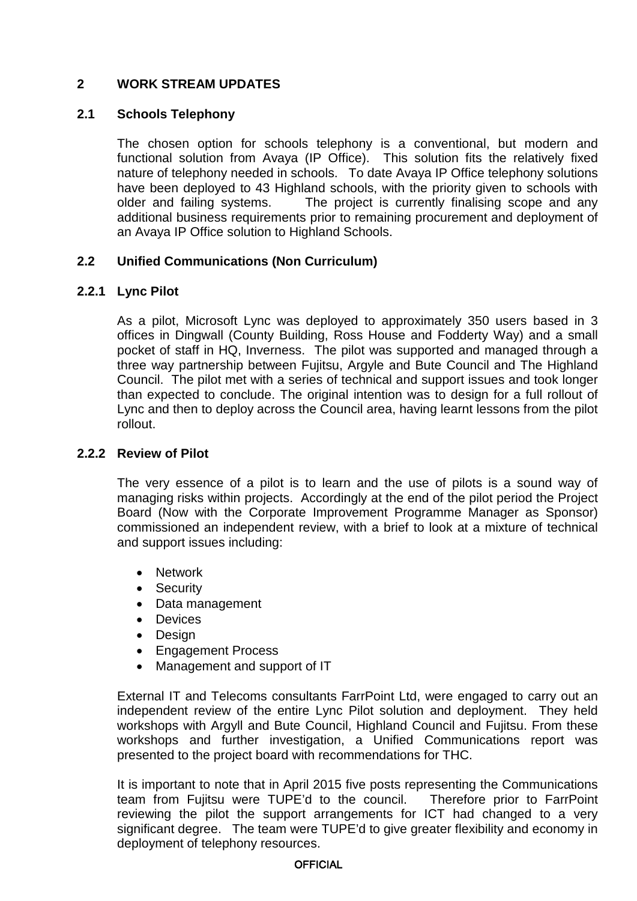## 2 WORK STREAM UPDATES

### 2.1 Schools Telephony

The chosen option for schools telephony is a conventional, but modern and functional solution from Avaya (IP Office). This solution fits the relatively fixed nature of telephony needed in schools. To date Avaya IP Office telephony solutions have been deployed to 43 Highland schools, with the priority given to schools with older and failing systems. The project is currently finalising scope and any additional business requirements prior to remaining procurement and deployment of an Avaya IP Office solution to Highland Schools.

### 2.2 Unified Communications (Non Curriculum)

#### 2.2.1 Lync Pilot

As a pilot, Microsoft Lync was deployed to approximately 350 users based in 3 offices in Dingwall (County Building, Ross House and Fodderty Way) and a small pocket of staff in HQ, Inverness. The pilot was supported and managed through a three way partnership between Fujitsu, Argyle and Bute Council and The Highland Council. The pilot met with a series of technical and support issues and took longer than expected to conclude. The original intention was to design for a full rollout of Lync and then to deploy across the Council area, having learnt lessons from the pilot rollout.

#### 2.2.2 Review of Pilot

The very essence of a pilot is to learn and the use of pilots is a sound way of managing risks within projects. Accordingly at the end of the pilot period the Project Board (Now with the Corporate Improvement Programme Manager as Sponsor) commissioned an independent review, with a brief to look at a mixture of technical and support issues including:

- Network
- Security
- Data management
- Devices
- Design
- Engagement Process
- Management and support of IT

External IT and Telecoms consultants FarrPoint Ltd, were engaged to carry out an independent review of the entire Lync Pilot solution and deployment. They held workshops with Argyll and Bute Council, Highland Council and Fujitsu. From these workshops and further investigation, a Unified Communications report was presented to the project board with recommendations for THC.

It is important to note that in April 2015 five posts representing the Communications team from Fujitsu were TUPE'd to the council. Therefore prior to FarrPoint reviewing the pilot the support arrangements for ICT had changed to a very significant degree. The team were TUPE'd to give greater flexibility and economy in deployment of telephony resources.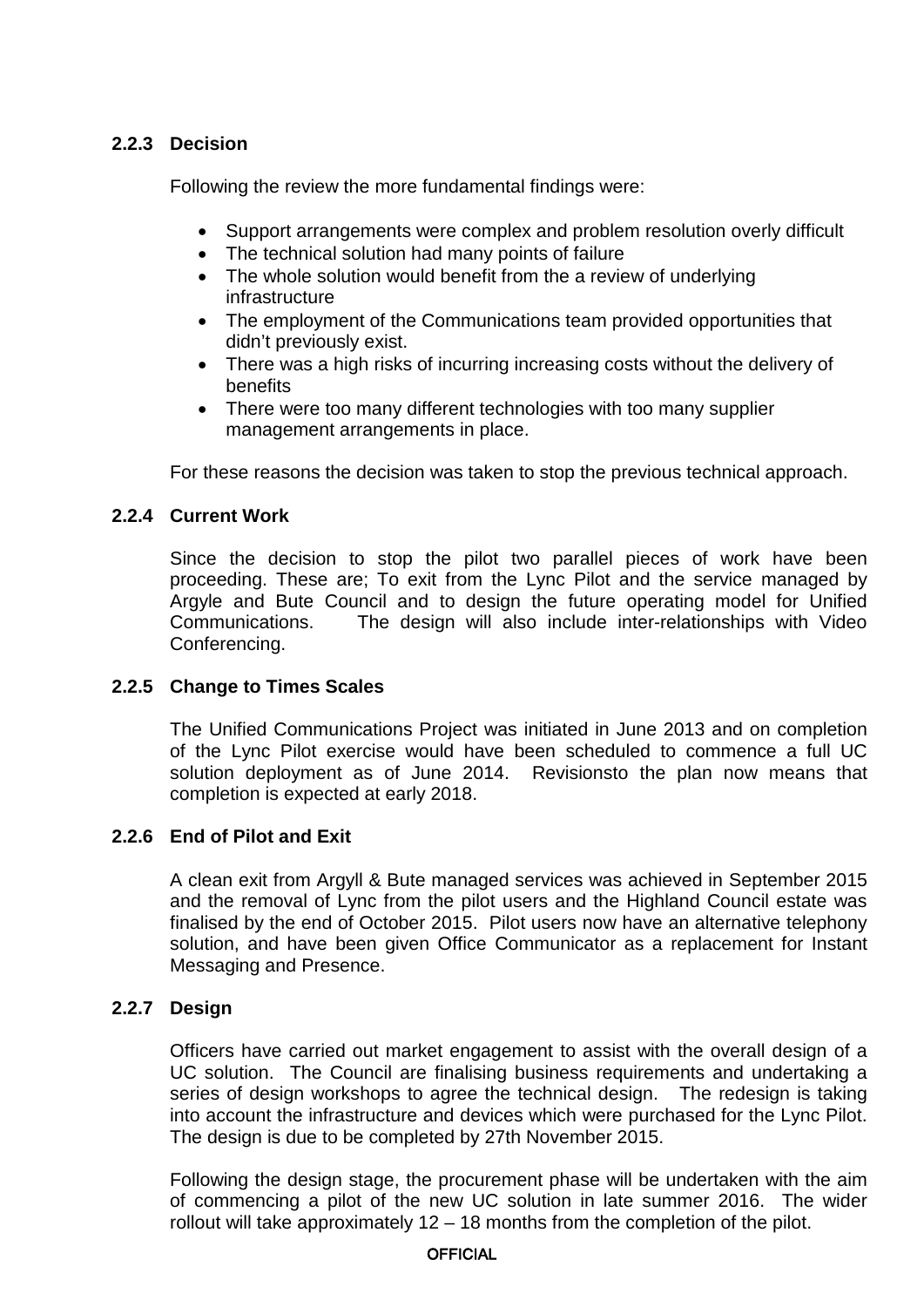### 2.2.3 Decision

Following the review the more fundamental findings were:

- Support arrangements were complex and problem resolution overly difficult
- The technical solution had many points of failure
- The whole solution would benefit from the a review of underlying infrastructure
- The employment of the Communications team provided opportunities that didn't previously exist.
- There was a high risks of incurring increasing costs without the delivery of benefits
- There were too many different technologies with too many supplier management arrangements in place.

For these reasons the decision was taken to stop the previous technical approach.

### 2.2.4 Current Work

Since the decision to stop the pilot two parallel pieces of work have been proceeding. These are; To exit from the Lync Pilot and the service managed by Argyle and Bute Council and to design the future operating model for Unified Communications. The design will also include inter-relationships with Video Conferencing.

### 2.2.5 Change to Times Scales

The Unified Communications Project was initiated in June 2013 and on completion of the Lync Pilot exercise would have been scheduled to commence a full UC solution deployment as of June 2014. Revisionsto the plan now means that completion is expected at early 2018.

### 2.2.6 End of Pilot and Exit

A clean exit from Argyll & Bute managed services was achieved in September 2015 and the removal of Lync from the pilot users and the Highland Council estate was finalised by the end of October 2015. Pilot users now have an alternative telephony solution, and have been given Office Communicator as a replacement for Instant Messaging and Presence.

### 2.2.7 Design

Officers have carried out market engagement to assist with the overall design of a UC solution. The Council are finalising business requirements and undertaking a series of design workshops to agree the technical design. The redesign is taking into account the infrastructure and devices which were purchased for the Lync Pilot. The design is due to be completed by 27th November 2015.

Following the design stage, the procurement phase will be undertaken with the aim of commencing a pilot of the new UC solution in late summer 2016. The wider rollout will take approximately 12 – 18 months from the completion of the pilot.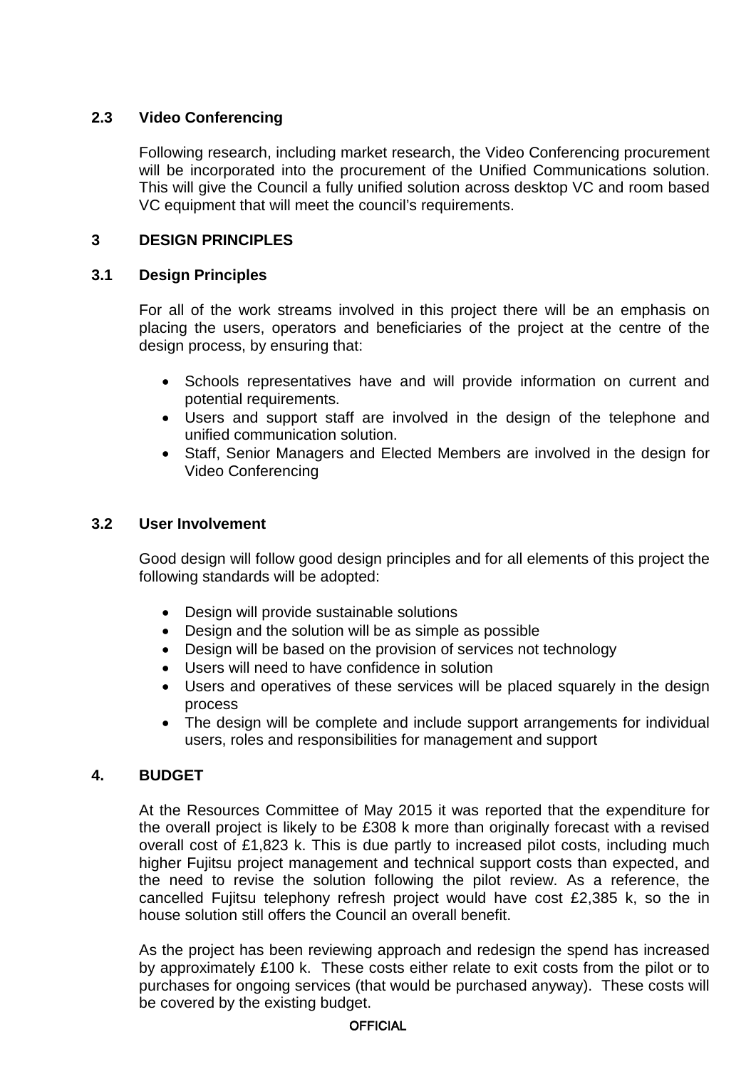### 2.3 Video Conferencing

Following research, including market research, the Video Conferencing procurement will be incorporated into the procurement of the Unified Communications solution. This will give the Council a fully unified solution across desktop VC and room based VC equipment that will meet the council's requirements.

## 3 DESIGN PRINCIPLES

### 3.1 Design Principles

For all of the work streams involved in this project there will be an emphasis on placing the users, operators and beneficiaries of the project at the centre of the design process, by ensuring that:

- Schools representatives have and will provide information on current and potential requirements.
- Users and support staff are involved in the design of the telephone and unified communication solution.
- Staff, Senior Managers and Elected Members are involved in the design for Video Conferencing

### 3.2 User Involvement

Good design will follow good design principles and for all elements of this project the following standards will be adopted:

- Design will provide sustainable solutions
- Design and the solution will be as simple as possible
- Design will be based on the provision of services not technology
- Users will need to have confidence in solution
- Users and operatives of these services will be placed squarely in the design process
- The design will be complete and include support arrangements for individual users, roles and responsibilities for management and support

## 4. BUDGET

At the Resources Committee of May 2015 it was reported that the expenditure for the overall project is likely to be £308 k more than originally forecast with a revised overall cost of £1,823 k. This is due partly to increased pilot costs, including much higher Fujitsu project management and technical support costs than expected, and the need to revise the solution following the pilot review. As a reference, the cancelled Fujitsu telephony refresh project would have cost £2,385 k, so the in house solution still offers the Council an overall benefit.

As the project has been reviewing approach and redesign the spend has increased by approximately £100 k. These costs either relate to exit costs from the pilot or to purchases for ongoing services (that would be purchased anyway). These costs will be covered by the existing budget.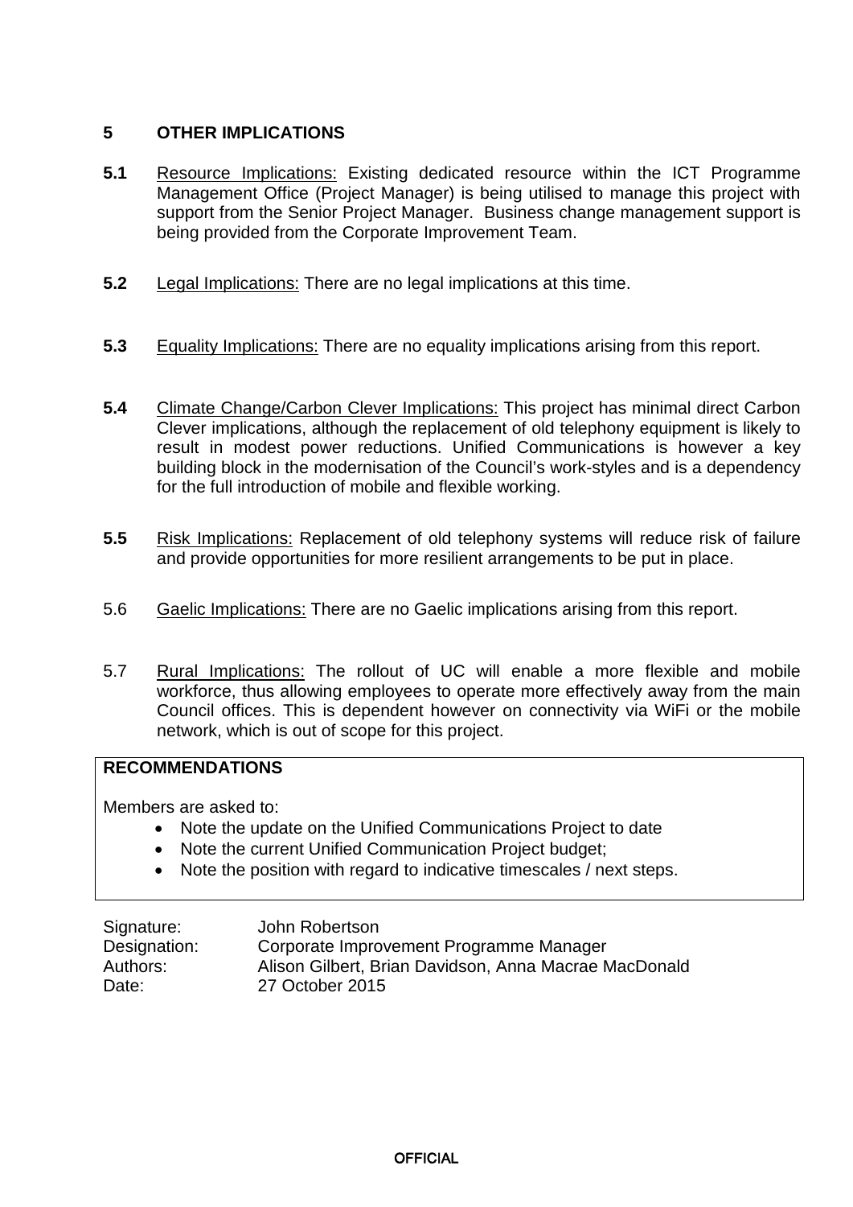## 5 OTHER IMPLICATIONS

**5.1** Resource Implications: Existing dedicated resource within the ICT Programme Management Office (Project Manager) is being utilised to manage this project with support from the Senior Project Manager. Business change management support is being provided from the Corporate Improvement Team.

**5.2** Legal Implications: There are no legal implications at this time.

**5.3** Equality Implications: There are no equality implications arising from this report.

**5.4** Climate Change/Carbon Clever Implications: This project has minimal direct Carbon Clever implications, although the replacement of old telephony equipment is likely to result in modest power reductions. Unified Communications is however a key building block in the modernisation of the Council's work-styles and is a dependency for the full introduction of mobile and flexible working.

**5.5** Risk Implications: Replacement of old telephony systems will reduce risk of failure and provide opportunities for more resilient arrangements to be put in place.

5.6 Gaelic Implications: There are no Gaelic implications arising from this report.

5.7 Rural Implications: The rollout of UC will enable a more flexible and mobile workforce, thus allowing employees to operate more effectively away from the main Council offices. This is dependent however on connectivity via WiFi or the mobile network, which is out of scope for this project.

**RECOMMENDATIONS**

Members are asked to:

- Note the update on the Unified Communications Project to date
- Note the current Unified Communication Project budget;
- Note the position with regard to indicative timescales / next steps.

Signature: John Robertson
Designation: Corporate Improvement Programme Manager
Authors: Alison Gilbert, Brian Davidson, Anna Macrae MacDonald
Date: 27 October 2015

OFFICIAL